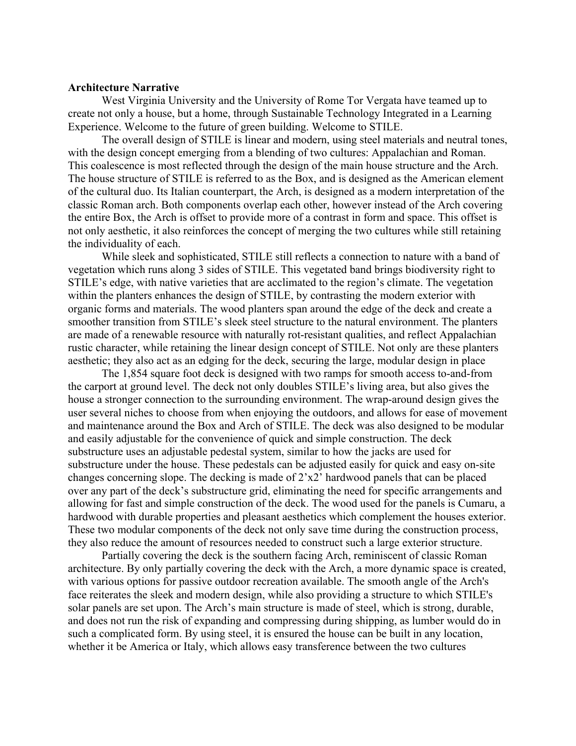**Architecture Narrative**

West Virginia University and the University of Rome Tor Vergata have teamed up to create not only a house, but a home, through Sustainable Technology Integrated in a Learning Experience. Welcome to the future of green building. Welcome to STILE.

The overall design of STILE is linear and modern, using steel materials and neutral tones, with the design concept emerging from a blending of two cultures: Appalachian and Roman. This coalescence is most reflected through the design of the main house structure and the Arch. The house structure of STILE is referred to as the Box, and is designed as the American element of the cultural duo. Its Italian counterpart, the Arch, is designed as a modern interpretation of the classic Roman arch. Both components overlap each other, however instead of the Arch covering the entire Box, the Arch is offset to provide more of a contrast in form and space. This offset is not only aesthetic, it also reinforces the concept of merging the two cultures while still retaining the individuality of each.

While sleek and sophisticated, STILE still reflects a connection to nature with a band of vegetation which runs along 3 sides of STILE. This vegetated band brings biodiversity right to STILE's edge, with native varieties that are acclimated to the region's climate. The vegetation within the planters enhances the design of STILE, by contrasting the modern exterior with organic forms and materials. The wood planters span around the edge of the deck and create a smoother transition from STILE's sleek steel structure to the natural environment. The planters are made of a renewable resource with naturally rot-resistant qualities, and reflect Appalachian rustic character, while retaining the linear design concept of STILE. Not only are these planters aesthetic; they also act as an edging for the deck, securing the large, modular design in place

The 1,854 square foot deck is designed with two ramps for smooth access to-and-from the carport at ground level. The deck not only doubles STILE's living area, but also gives the house a stronger connection to the surrounding environment. The wrap-around design gives the user several niches to choose from when enjoying the outdoors, and allows for ease of movement and maintenance around the Box and Arch of STILE. The deck was also designed to be modular and easily adjustable for the convenience of quick and simple construction. The deck substructure uses an adjustable pedestal system, similar to how the jacks are used for substructure under the house. These pedestals can be adjusted easily for quick and easy on-site changes concerning slope. The decking is made of 2'x2' hardwood panels that can be placed over any part of the deck's substructure grid, eliminating the need for specific arrangements and allowing for fast and simple construction of the deck. The wood used for the panels is Cumaru, a hardwood with durable properties and pleasant aesthetics which complement the houses exterior. These two modular components of the deck not only save time during the construction process, they also reduce the amount of resources needed to construct such a large exterior structure.

Partially covering the deck is the southern facing Arch, reminiscent of classic Roman architecture. By only partially covering the deck with the Arch, a more dynamic space is created, with various options for passive outdoor recreation available. The smooth angle of the Arch's face reiterates the sleek and modern design, while also providing a structure to which STILE's solar panels are set upon. The Arch's main structure is made of steel, which is strong, durable, and does not run the risk of expanding and compressing during shipping, as lumber would do in such a complicated form. By using steel, it is ensured the house can be built in any location, whether it be America or Italy, which allows easy transference between the two cultures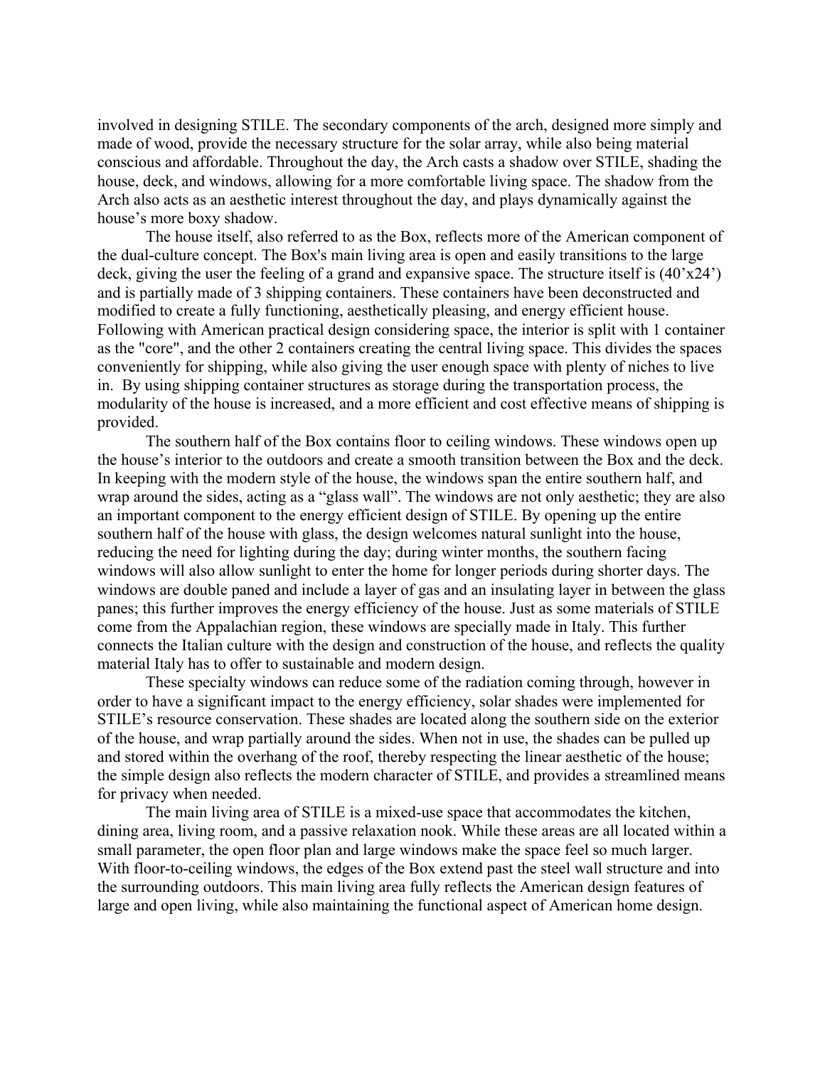involved in designing STILE. The secondary components of the arch, designed more simply and made of wood, provide the necessary structure for the solar array, while also being material conscious and affordable. Throughout the day, the Arch casts a shadow over STILE, shading the house, deck, and windows, allowing for a more comfortable living space. The shadow from the Arch also acts as an aesthetic interest throughout the day, and plays dynamically against the house's more boxy shadow.

The house itself, also referred to as the Box, reflects more of the American component of the dual-culture concept. The Box's main living area is open and easily transitions to the large deck, giving the user the feeling of a grand and expansive space. The structure itself is (40'x24') and is partially made of 3 shipping containers. These containers have been deconstructed and modified to create a fully functioning, aesthetically pleasing, and energy efficient house. Following with American practical design considering space, the interior is split with 1 container as the "core", and the other 2 containers creating the central living space. This divides the spaces conveniently for shipping, while also giving the user enough space with plenty of niches to live in. By using shipping container structures as storage during the transportation process, the modularity of the house is increased, and a more efficient and cost effective means of shipping is provided.

The southern half of the Box contains floor to ceiling windows. These windows open up the house's interior to the outdoors and create a smooth transition between the Box and the deck. In keeping with the modern style of the house, the windows span the entire southern half, and wrap around the sides, acting as a "glass wall". The windows are not only aesthetic; they are also an important component to the energy efficient design of STILE. By opening up the entire southern half of the house with glass, the design welcomes natural sunlight into the house, reducing the need for lighting during the day; during winter months, the southern facing windows will also allow sunlight to enter the home for longer periods during shorter days. The windows are double paned and include a layer of gas and an insulating layer in between the glass panes; this further improves the energy efficiency of the house. Just as some materials of STILE come from the Appalachian region, these windows are specially made in Italy. This further connects the Italian culture with the design and construction of the house, and reflects the quality material Italy has to offer to sustainable and modern design.

These specialty windows can reduce some of the radiation coming through, however in order to have a significant impact to the energy efficiency, solar shades were implemented for STILE's resource conservation. These shades are located along the southern side on the exterior of the house, and wrap partially around the sides. When not in use, the shades can be pulled up and stored within the overhang of the roof, thereby respecting the linear aesthetic of the house; the simple design also reflects the modern character of STILE, and provides a streamlined means for privacy when needed.

The main living area of STILE is a mixed-use space that accommodates the kitchen, dining area, living room, and a passive relaxation nook. While these areas are all located within a small parameter, the open floor plan and large windows make the space feel so much larger. With floor-to-ceiling windows, the edges of the Box extend past the steel wall structure and into the surrounding outdoors. This main living area fully reflects the American design features of large and open living, while also maintaining the functional aspect of American home design.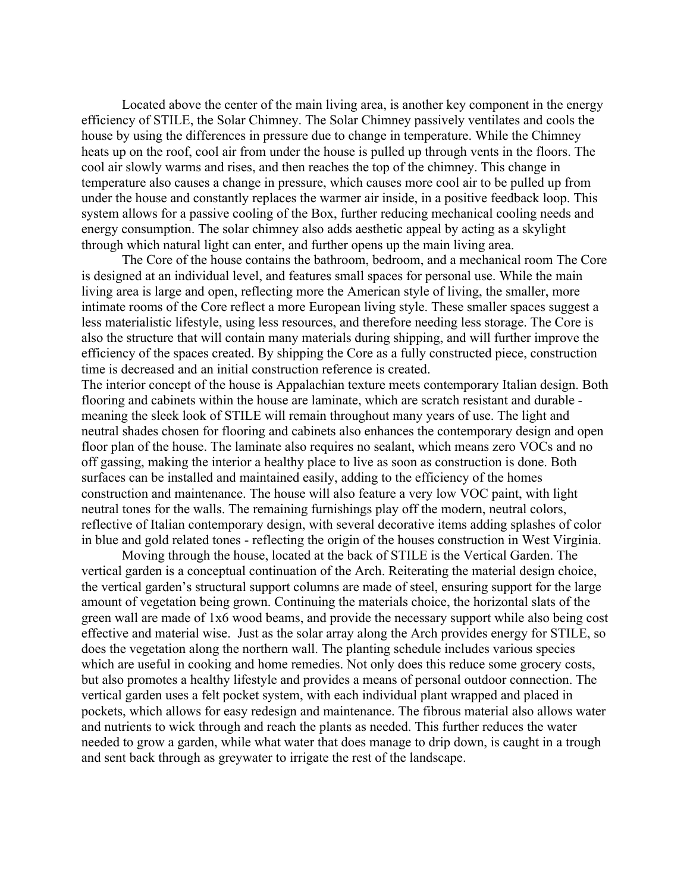Located above the center of the main living area, is another key component in the energy efficiency of STILE, the Solar Chimney. The Solar Chimney passively ventilates and cools the house by using the differences in pressure due to change in temperature. While the Chimney heats up on the roof, cool air from under the house is pulled up through vents in the floors. The cool air slowly warms and rises, and then reaches the top of the chimney. This change in temperature also causes a change in pressure, which causes more cool air to be pulled up from under the house and constantly replaces the warmer air inside, in a positive feedback loop. This system allows for a passive cooling of the Box, further reducing mechanical cooling needs and energy consumption. The solar chimney also adds aesthetic appeal by acting as a skylight through which natural light can enter, and further opens up the main living area.

The Core of the house contains the bathroom, bedroom, and a mechanical room The Core is designed at an individual level, and features small spaces for personal use. While the main living area is large and open, reflecting more the American style of living, the smaller, more intimate rooms of the Core reflect a more European living style. These smaller spaces suggest a less materialistic lifestyle, using less resources, and therefore needing less storage. The Core is also the structure that will contain many materials during shipping, and will further improve the efficiency of the spaces created. By shipping the Core as a fully constructed piece, construction time is decreased and an initial construction reference is created.

The interior concept of the house is Appalachian texture meets contemporary Italian design. Both flooring and cabinets within the house are laminate, which are scratch resistant and durable - meaning the sleek look of STILE will remain throughout many years of use. The light and neutral shades chosen for flooring and cabinets also enhances the contemporary design and open floor plan of the house. The laminate also requires no sealant, which means zero VOCs and no off gassing, making the interior a healthy place to live as soon as construction is done. Both surfaces can be installed and maintained easily, adding to the efficiency of the homes construction and maintenance. The house will also feature a very low VOC paint, with light neutral tones for the walls. The remaining furnishings play off the modern, neutral colors, reflective of Italian contemporary design, with several decorative items adding splashes of color in blue and gold related tones - reflecting the origin of the houses construction in West Virginia.

Moving through the house, located at the back of STILE is the Vertical Garden. The vertical garden is a conceptual continuation of the Arch. Reiterating the material design choice, the vertical garden's structural support columns are made of steel, ensuring support for the large amount of vegetation being grown. Continuing the materials choice, the horizontal slats of the green wall are made of 1x6 wood beams, and provide the necessary support while also being cost effective and material wise. Just as the solar array along the Arch provides energy for STILE, so does the vegetation along the northern wall. The planting schedule includes various species which are useful in cooking and home remedies. Not only does this reduce some grocery costs, but also promotes a healthy lifestyle and provides a means of personal outdoor connection. The vertical garden uses a felt pocket system, with each individual plant wrapped and placed in pockets, which allows for easy redesign and maintenance. The fibrous material also allows water and nutrients to wick through and reach the plants as needed. This further reduces the water needed to grow a garden, while what water that does manage to drip down, is caught in a trough and sent back through as greywater to irrigate the rest of the landscape.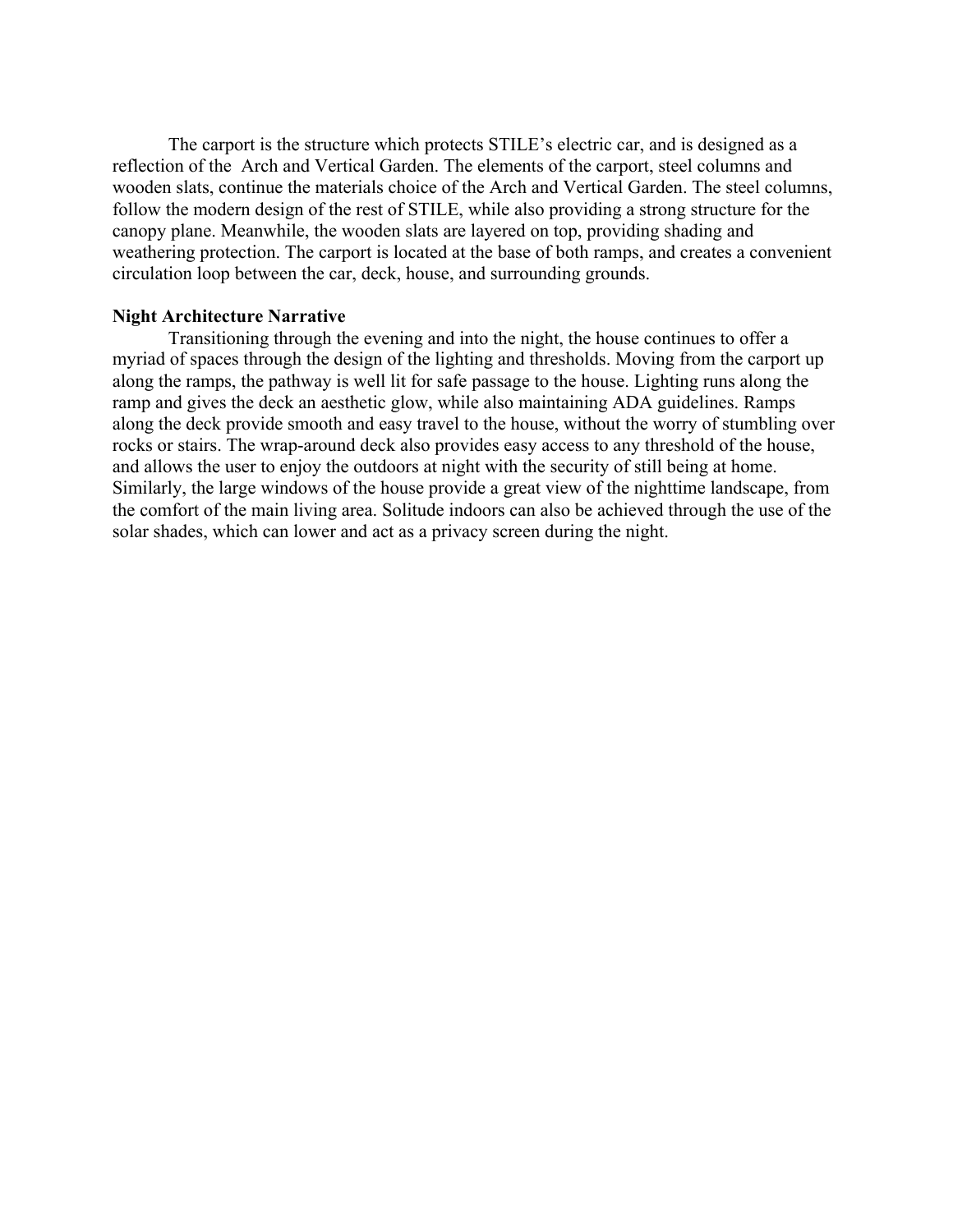The carport is the structure which protects STILE's electric car, and is designed as a reflection of the Arch and Vertical Garden. The elements of the carport, steel columns and wooden slats, continue the materials choice of the Arch and Vertical Garden. The steel columns, follow the modern design of the rest of STILE, while also providing a strong structure for the canopy plane. Meanwhile, the wooden slats are layered on top, providing shading and weathering protection. The carport is located at the base of both ramps, and creates a convenient circulation loop between the car, deck, house, and surrounding grounds.

**Night Architecture Narrative**

Transitioning through the evening and into the night, the house continues to offer a myriad of spaces through the design of the lighting and thresholds. Moving from the carport up along the ramps, the pathway is well lit for safe passage to the house. Lighting runs along the ramp and gives the deck an aesthetic glow, while also maintaining ADA guidelines. Ramps along the deck provide smooth and easy travel to the house, without the worry of stumbling over rocks or stairs. The wrap-around deck also provides easy access to any threshold of the house, and allows the user to enjoy the outdoors at night with the security of still being at home. Similarly, the large windows of the house provide a great view of the nighttime landscape, from the comfort of the main living area. Solitude indoors can also be achieved through the use of the solar shades, which can lower and act as a privacy screen during the night.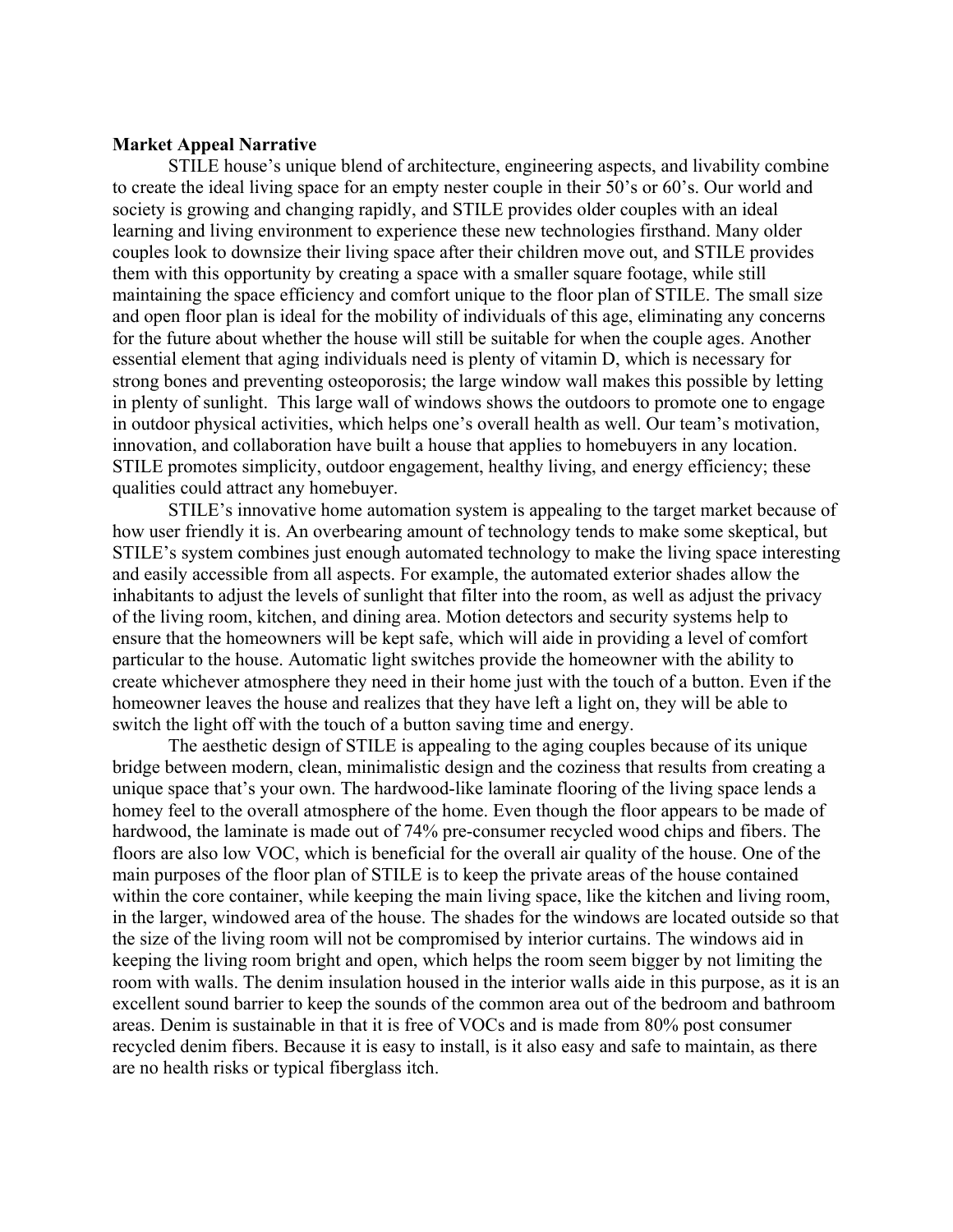**Market Appeal Narrative**

STILE house's unique blend of architecture, engineering aspects, and livability combine to create the ideal living space for an empty nester couple in their 50's or 60's. Our world and society is growing and changing rapidly, and STILE provides older couples with an ideal learning and living environment to experience these new technologies firsthand. Many older couples look to downsize their living space after their children move out, and STILE provides them with this opportunity by creating a space with a smaller square footage, while still maintaining the space efficiency and comfort unique to the floor plan of STILE. The small size and open floor plan is ideal for the mobility of individuals of this age, eliminating any concerns for the future about whether the house will still be suitable for when the couple ages. Another essential element that aging individuals need is plenty of vitamin D, which is necessary for strong bones and preventing osteoporosis; the large window wall makes this possible by letting in plenty of sunlight. This large wall of windows shows the outdoors to promote one to engage in outdoor physical activities, which helps one's overall health as well. Our team's motivation, innovation, and collaboration have built a house that applies to homebuyers in any location. STILE promotes simplicity, outdoor engagement, healthy living, and energy efficiency; these qualities could attract any homebuyer.

STILE's innovative home automation system is appealing to the target market because of how user friendly it is. An overbearing amount of technology tends to make some skeptical, but STILE's system combines just enough automated technology to make the living space interesting and easily accessible from all aspects. For example, the automated exterior shades allow the inhabitants to adjust the levels of sunlight that filter into the room, as well as adjust the privacy of the living room, kitchen, and dining area. Motion detectors and security systems help to ensure that the homeowners will be kept safe, which will aide in providing a level of comfort particular to the house. Automatic light switches provide the homeowner with the ability to create whichever atmosphere they need in their home just with the touch of a button. Even if the homeowner leaves the house and realizes that they have left a light on, they will be able to switch the light off with the touch of a button saving time and energy.

The aesthetic design of STILE is appealing to the aging couples because of its unique bridge between modern, clean, minimalistic design and the coziness that results from creating a unique space that's your own. The hardwood-like laminate flooring of the living space lends a homey feel to the overall atmosphere of the home. Even though the floor appears to be made of hardwood, the laminate is made out of 74% pre-consumer recycled wood chips and fibers. The floors are also low VOC, which is beneficial for the overall air quality of the house. One of the main purposes of the floor plan of STILE is to keep the private areas of the house contained within the core container, while keeping the main living space, like the kitchen and living room, in the larger, windowed area of the house. The shades for the windows are located outside so that the size of the living room will not be compromised by interior curtains. The windows aid in keeping the living room bright and open, which helps the room seem bigger by not limiting the room with walls. The denim insulation housed in the interior walls aide in this purpose, as it is an excellent sound barrier to keep the sounds of the common area out of the bedroom and bathroom areas. Denim is sustainable in that it is free of VOCs and is made from 80% post consumer recycled denim fibers. Because it is easy to install, is it also easy and safe to maintain, as there are no health risks or typical fiberglass itch.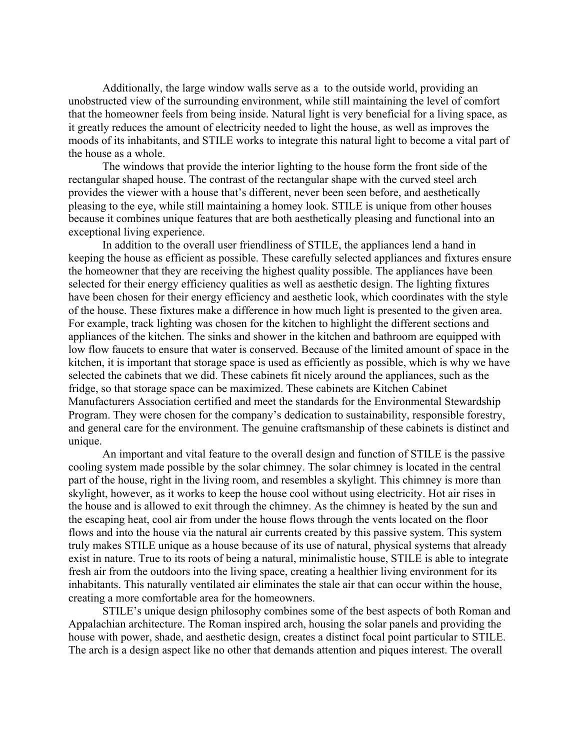Additionally, the large window walls serve as a  to the outside world, providing an unobstructed view of the surrounding environment, while still maintaining the level of comfort that the homeowner feels from being inside. Natural light is very beneficial for a living space, as it greatly reduces the amount of electricity needed to light the house, as well as improves the moods of its inhabitants, and STILE works to integrate this natural light to become a vital part of the house as a whole.

The windows that provide the interior lighting to the house form the front side of the rectangular shaped house. The contrast of the rectangular shape with the curved steel arch provides the viewer with a house that's different, never been seen before, and aesthetically pleasing to the eye, while still maintaining a homey look. STILE is unique from other houses because it combines unique features that are both aesthetically pleasing and functional into an exceptional living experience.

In addition to the overall user friendliness of STILE, the appliances lend a hand in keeping the house as efficient as possible. These carefully selected appliances and fixtures ensure the homeowner that they are receiving the highest quality possible. The appliances have been selected for their energy efficiency qualities as well as aesthetic design. The lighting fixtures have been chosen for their energy efficiency and aesthetic look, which coordinates with the style of the house. These fixtures make a difference in how much light is presented to the given area. For example, track lighting was chosen for the kitchen to highlight the different sections and appliances of the kitchen. The sinks and shower in the kitchen and bathroom are equipped with low flow faucets to ensure that water is conserved. Because of the limited amount of space in the kitchen, it is important that storage space is used as efficiently as possible, which is why we have selected the cabinets that we did. These cabinets fit nicely around the appliances, such as the fridge, so that storage space can be maximized. These cabinets are Kitchen Cabinet Manufacturers Association certified and meet the standards for the Environmental Stewardship Program. They were chosen for the company's dedication to sustainability, responsible forestry, and general care for the environment. The genuine craftsmanship of these cabinets is distinct and unique.

An important and vital feature to the overall design and function of STILE is the passive cooling system made possible by the solar chimney. The solar chimney is located in the central part of the house, right in the living room, and resembles a skylight. This chimney is more than skylight, however, as it works to keep the house cool without using electricity. Hot air rises in the house and is allowed to exit through the chimney. As the chimney is heated by the sun and the escaping heat, cool air from under the house flows through the vents located on the floor flows and into the house via the natural air currents created by this passive system. This system truly makes STILE unique as a house because of its use of natural, physical systems that already exist in nature. True to its roots of being a natural, minimalistic house, STILE is able to integrate fresh air from the outdoors into the living space, creating a healthier living environment for its inhabitants. This naturally ventilated air eliminates the stale air that can occur within the house, creating a more comfortable area for the homeowners.

STILE's unique design philosophy combines some of the best aspects of both Roman and Appalachian architecture. The Roman inspired arch, housing the solar panels and providing the house with power, shade, and aesthetic design, creates a distinct focal point particular to STILE. The arch is a design aspect like no other that demands attention and piques interest. The overall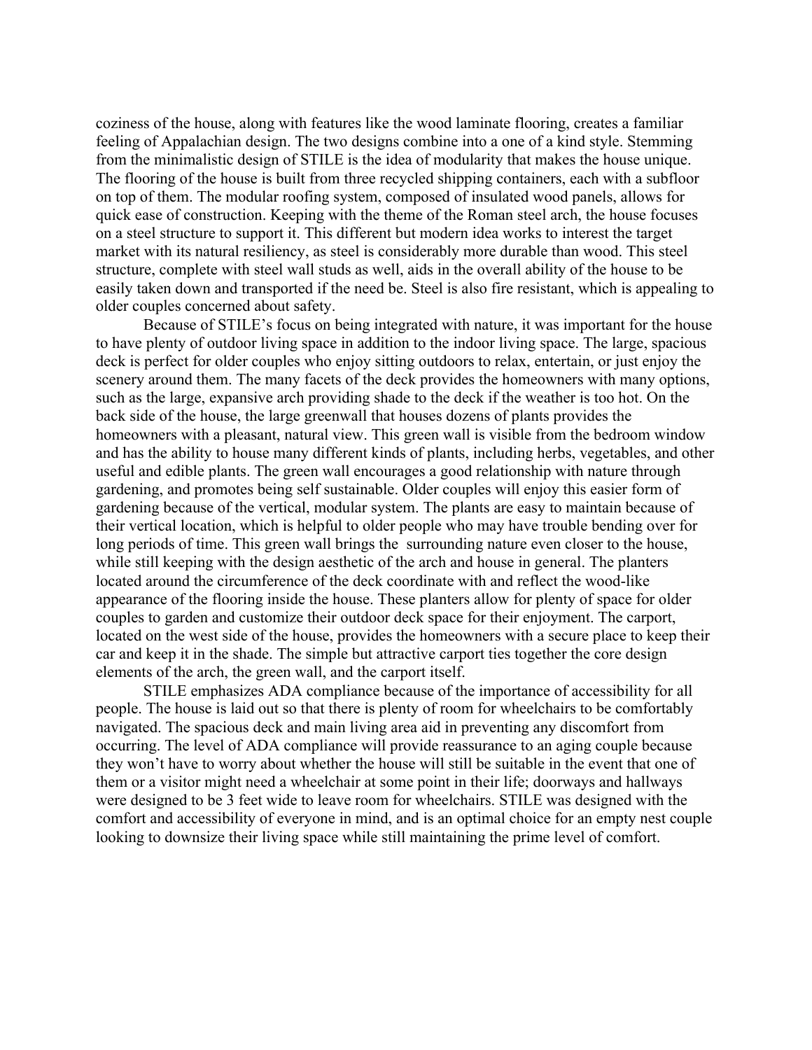coziness of the house, along with features like the wood laminate flooring, creates a familiar feeling of Appalachian design. The two designs combine into a one of a kind style. Stemming from the minimalistic design of STILE is the idea of modularity that makes the house unique. The flooring of the house is built from three recycled shipping containers, each with a subfloor on top of them. The modular roofing system, composed of insulated wood panels, allows for quick ease of construction. Keeping with the theme of the Roman steel arch, the house focuses on a steel structure to support it. This different but modern idea works to interest the target market with its natural resiliency, as steel is considerably more durable than wood. This steel structure, complete with steel wall studs as well, aids in the overall ability of the house to be easily taken down and transported if the need be. Steel is also fire resistant, which is appealing to older couples concerned about safety.

Because of STILE's focus on being integrated with nature, it was important for the house to have plenty of outdoor living space in addition to the indoor living space. The large, spacious deck is perfect for older couples who enjoy sitting outdoors to relax, entertain, or just enjoy the scenery around them. The many facets of the deck provides the homeowners with many options, such as the large, expansive arch providing shade to the deck if the weather is too hot. On the back side of the house, the large greenwall that houses dozens of plants provides the homeowners with a pleasant, natural view. This green wall is visible from the bedroom window and has the ability to house many different kinds of plants, including herbs, vegetables, and other useful and edible plants. The green wall encourages a good relationship with nature through gardening, and promotes being self sustainable. Older couples will enjoy this easier form of gardening because of the vertical, modular system. The plants are easy to maintain because of their vertical location, which is helpful to older people who may have trouble bending over for long periods of time. This green wall brings the surrounding nature even closer to the house, while still keeping with the design aesthetic of the arch and house in general. The planters located around the circumference of the deck coordinate with and reflect the wood-like appearance of the flooring inside the house. These planters allow for plenty of space for older couples to garden and customize their outdoor deck space for their enjoyment. The carport, located on the west side of the house, provides the homeowners with a secure place to keep their car and keep it in the shade. The simple but attractive carport ties together the core design elements of the arch, the green wall, and the carport itself.

STILE emphasizes ADA compliance because of the importance of accessibility for all people. The house is laid out so that there is plenty of room for wheelchairs to be comfortably navigated. The spacious deck and main living area aid in preventing any discomfort from occurring. The level of ADA compliance will provide reassurance to an aging couple because they won't have to worry about whether the house will still be suitable in the event that one of them or a visitor might need a wheelchair at some point in their life; doorways and hallways were designed to be 3 feet wide to leave room for wheelchairs. STILE was designed with the comfort and accessibility of everyone in mind, and is an optimal choice for an empty nest couple looking to downsize their living space while still maintaining the prime level of comfort.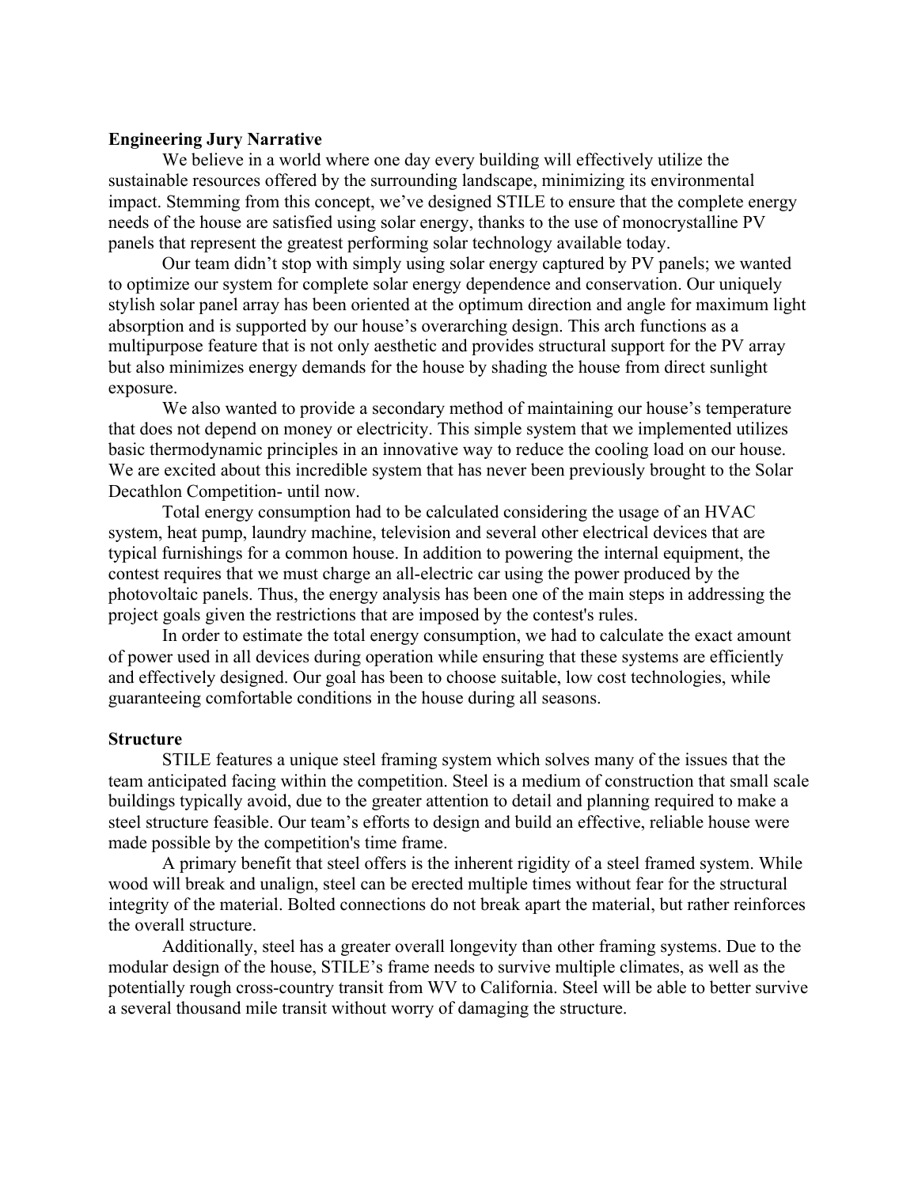**Engineering Jury Narrative**

We believe in a world where one day every building will effectively utilize the sustainable resources offered by the surrounding landscape, minimizing its environmental impact. Stemming from this concept, we've designed STILE to ensure that the complete energy needs of the house are satisfied using solar energy, thanks to the use of monocrystalline PV panels that represent the greatest performing solar technology available today.

Our team didn't stop with simply using solar energy captured by PV panels; we wanted to optimize our system for complete solar energy dependence and conservation. Our uniquely stylish solar panel array has been oriented at the optimum direction and angle for maximum light absorption and is supported by our house's overarching design. This arch functions as a multipurpose feature that is not only aesthetic and provides structural support for the PV array but also minimizes energy demands for the house by shading the house from direct sunlight exposure.

We also wanted to provide a secondary method of maintaining our house's temperature that does not depend on money or electricity. This simple system that we implemented utilizes basic thermodynamic principles in an innovative way to reduce the cooling load on our house. We are excited about this incredible system that has never been previously brought to the Solar Decathlon Competition- until now.

Total energy consumption had to be calculated considering the usage of an HVAC system, heat pump, laundry machine, television and several other electrical devices that are typical furnishings for a common house. In addition to powering the internal equipment, the contest requires that we must charge an all-electric car using the power produced by the photovoltaic panels. Thus, the energy analysis has been one of the main steps in addressing the project goals given the restrictions that are imposed by the contest's rules.

In order to estimate the total energy consumption, we had to calculate the exact amount of power used in all devices during operation while ensuring that these systems are efficiently and effectively designed. Our goal has been to choose suitable, low cost technologies, while guaranteeing comfortable conditions in the house during all seasons.

**Structure**

STILE features a unique steel framing system which solves many of the issues that the team anticipated facing within the competition. Steel is a medium of construction that small scale buildings typically avoid, due to the greater attention to detail and planning required to make a steel structure feasible. Our team's efforts to design and build an effective, reliable house were made possible by the competition's time frame.

A primary benefit that steel offers is the inherent rigidity of a steel framed system. While wood will break and unalign, steel can be erected multiple times without fear for the structural integrity of the material. Bolted connections do not break apart the material, but rather reinforces the overall structure.

Additionally, steel has a greater overall longevity than other framing systems. Due to the modular design of the house, STILE's frame needs to survive multiple climates, as well as the potentially rough cross-country transit from WV to California. Steel will be able to better survive a several thousand mile transit without worry of damaging the structure.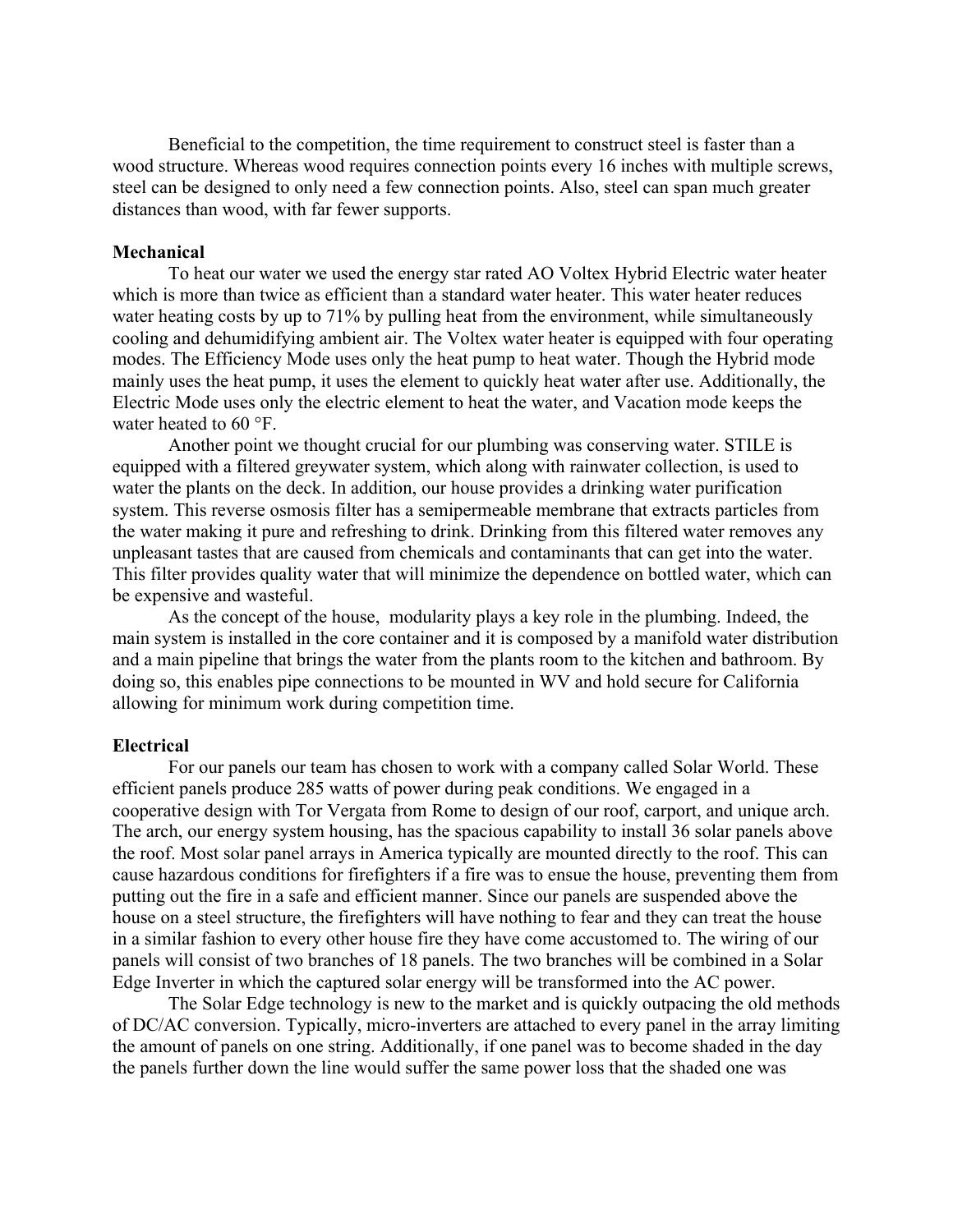Beneficial to the competition, the time requirement to construct steel is faster than a wood structure. Whereas wood requires connection points every 16 inches with multiple screws, steel can be designed to only need a few connection points. Also, steel can span much greater distances than wood, with far fewer supports.

**Mechanical**

To heat our water we used the energy star rated AO Voltex Hybrid Electric water heater which is more than twice as efficient than a standard water heater. This water heater reduces water heating costs by up to 71% by pulling heat from the environment, while simultaneously cooling and dehumidifying ambient air. The Voltex water heater is equipped with four operating modes. The Efficiency Mode uses only the heat pump to heat water. Though the Hybrid mode mainly uses the heat pump, it uses the element to quickly heat water after use. Additionally, the Electric Mode uses only the electric element to heat the water, and Vacation mode keeps the water heated to 60 °F.

Another point we thought crucial for our plumbing was conserving water. STILE is equipped with a filtered greywater system, which along with rainwater collection, is used to water the plants on the deck. In addition, our house provides a drinking water purification system. This reverse osmosis filter has a semipermeable membrane that extracts particles from the water making it pure and refreshing to drink. Drinking from this filtered water removes any unpleasant tastes that are caused from chemicals and contaminants that can get into the water. This filter provides quality water that will minimize the dependence on bottled water, which can be expensive and wasteful.

As the concept of the house, modularity plays a key role in the plumbing. Indeed, the main system is installed in the core container and it is composed by a manifold water distribution and a main pipeline that brings the water from the plants room to the kitchen and bathroom. By doing so, this enables pipe connections to be mounted in WV and hold secure for California allowing for minimum work during competition time.

**Electrical**

For our panels our team has chosen to work with a company called Solar World. These efficient panels produce 285 watts of power during peak conditions. We engaged in a cooperative design with Tor Vergata from Rome to design of our roof, carport, and unique arch. The arch, our energy system housing, has the spacious capability to install 36 solar panels above the roof. Most solar panel arrays in America typically are mounted directly to the roof. This can cause hazardous conditions for firefighters if a fire was to ensue the house, preventing them from putting out the fire in a safe and efficient manner. Since our panels are suspended above the house on a steel structure, the firefighters will have nothing to fear and they can treat the house in a similar fashion to every other house fire they have come accustomed to. The wiring of our panels will consist of two branches of 18 panels. The two branches will be combined in a Solar Edge Inverter in which the captured solar energy will be transformed into the AC power.

The Solar Edge technology is new to the market and is quickly outpacing the old methods of DC/AC conversion. Typically, micro-inverters are attached to every panel in the array limiting the amount of panels on one string. Additionally, if one panel was to become shaded in the day the panels further down the line would suffer the same power loss that the shaded one was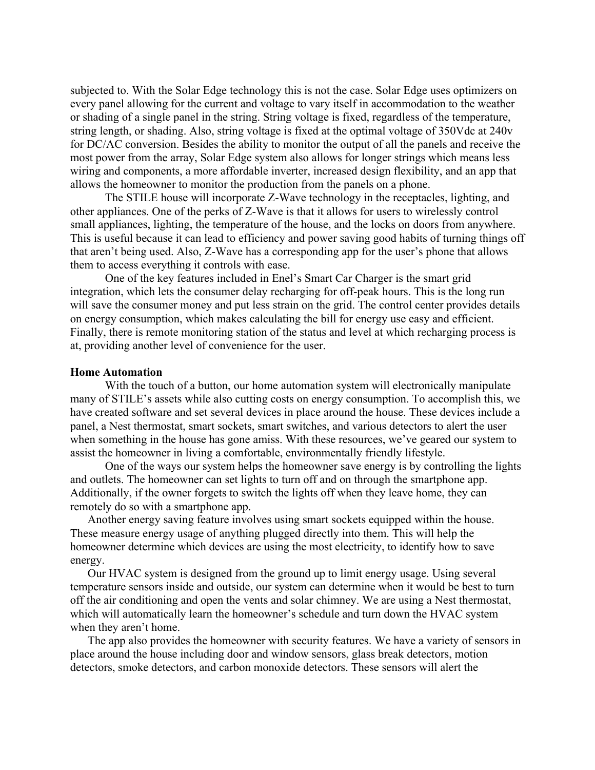subjected to. With the Solar Edge technology this is not the case. Solar Edge uses optimizers on every panel allowing for the current and voltage to vary itself in accommodation to the weather or shading of a single panel in the string. String voltage is fixed, regardless of the temperature, string length, or shading. Also, string voltage is fixed at the optimal voltage of 350Vdc at 240v for DC/AC conversion. Besides the ability to monitor the output of all the panels and receive the most power from the array, Solar Edge system also allows for longer strings which means less wiring and components, a more affordable inverter, increased design flexibility, and an app that allows the homeowner to monitor the production from the panels on a phone.

The STILE house will incorporate Z-Wave technology in the receptacles, lighting, and other appliances. One of the perks of Z-Wave is that it allows for users to wirelessly control small appliances, lighting, the temperature of the house, and the locks on doors from anywhere. This is useful because it can lead to efficiency and power saving good habits of turning things off that aren't being used. Also, Z-Wave has a corresponding app for the user's phone that allows them to access everything it controls with ease.

One of the key features included in Enel's Smart Car Charger is the smart grid integration, which lets the consumer delay recharging for off-peak hours. This is the long run will save the consumer money and put less strain on the grid. The control center provides details on energy consumption, which makes calculating the bill for energy use easy and efficient. Finally, there is remote monitoring station of the status and level at which recharging process is at, providing another level of convenience for the user.

**Home Automation**

With the touch of a button, our home automation system will electronically manipulate many of STILE's assets while also cutting costs on energy consumption. To accomplish this, we have created software and set several devices in place around the house. These devices include a panel, a Nest thermostat, smart sockets, smart switches, and various detectors to alert the user when something in the house has gone amiss. With these resources, we've geared our system to assist the homeowner in living a comfortable, environmentally friendly lifestyle.

One of the ways our system helps the homeowner save energy is by controlling the lights and outlets. The homeowner can set lights to turn off and on through the smartphone app. Additionally, if the owner forgets to switch the lights off when they leave home, they can remotely do so with a smartphone app.

Another energy saving feature involves using smart sockets equipped within the house. These measure energy usage of anything plugged directly into them. This will help the homeowner determine which devices are using the most electricity, to identify how to save energy.

Our HVAC system is designed from the ground up to limit energy usage. Using several temperature sensors inside and outside, our system can determine when it would be best to turn off the air conditioning and open the vents and solar chimney. We are using a Nest thermostat, which will automatically learn the homeowner's schedule and turn down the HVAC system when they aren't home.

The app also provides the homeowner with security features. We have a variety of sensors in place around the house including door and window sensors, glass break detectors, motion detectors, smoke detectors, and carbon monoxide detectors. These sensors will alert the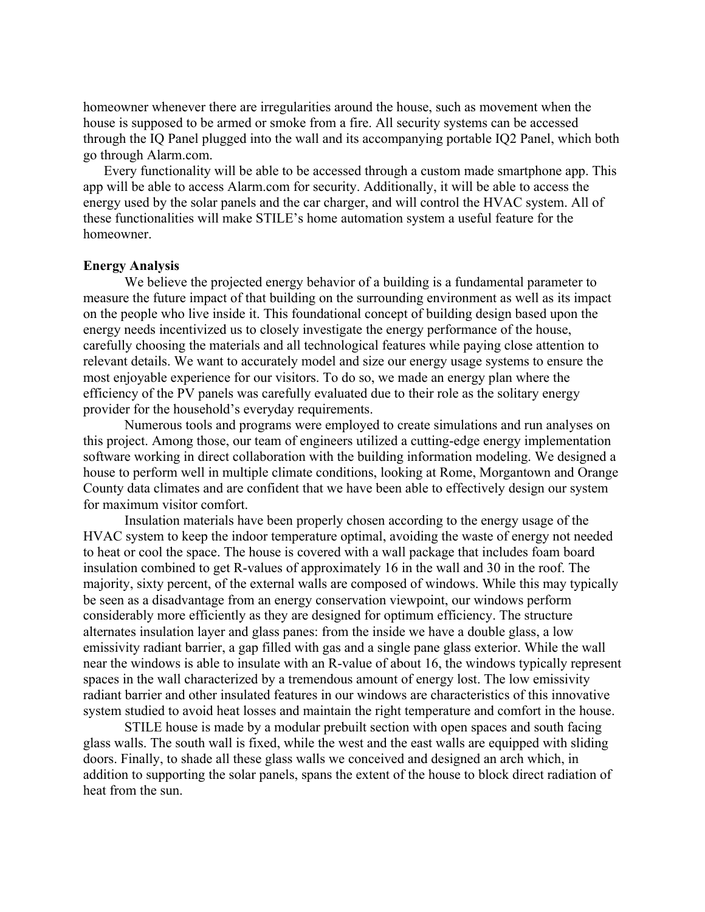homeowner whenever there are irregularities around the house, such as movement when the house is supposed to be armed or smoke from a fire. All security systems can be accessed through the IQ Panel plugged into the wall and its accompanying portable IQ2 Panel, which both go through Alarm.com.

Every functionality will be able to be accessed through a custom made smartphone app. This app will be able to access Alarm.com for security. Additionally, it will be able to access the energy used by the solar panels and the car charger, and will control the HVAC system. All of these functionalities will make STILE's home automation system a useful feature for the homeowner.

**Energy Analysis**

We believe the projected energy behavior of a building is a fundamental parameter to measure the future impact of that building on the surrounding environment as well as its impact on the people who live inside it. This foundational concept of building design based upon the energy needs incentivized us to closely investigate the energy performance of the house, carefully choosing the materials and all technological features while paying close attention to relevant details. We want to accurately model and size our energy usage systems to ensure the most enjoyable experience for our visitors. To do so, we made an energy plan where the efficiency of the PV panels was carefully evaluated due to their role as the solitary energy provider for the household's everyday requirements.

Numerous tools and programs were employed to create simulations and run analyses on this project. Among those, our team of engineers utilized a cutting-edge energy implementation software working in direct collaboration with the building information modeling. We designed a house to perform well in multiple climate conditions, looking at Rome, Morgantown and Orange County data climates and are confident that we have been able to effectively design our system for maximum visitor comfort.

Insulation materials have been properly chosen according to the energy usage of the HVAC system to keep the indoor temperature optimal, avoiding the waste of energy not needed to heat or cool the space. The house is covered with a wall package that includes foam board insulation combined to get R-values of approximately 16 in the wall and 30 in the roof. The majority, sixty percent, of the external walls are composed of windows. While this may typically be seen as a disadvantage from an energy conservation viewpoint, our windows perform considerably more efficiently as they are designed for optimum efficiency. The structure alternates insulation layer and glass panes: from the inside we have a double glass, a low emissivity radiant barrier, a gap filled with gas and a single pane glass exterior. While the wall near the windows is able to insulate with an R-value of about 16, the windows typically represent spaces in the wall characterized by a tremendous amount of energy lost. The low emissivity radiant barrier and other insulated features in our windows are characteristics of this innovative system studied to avoid heat losses and maintain the right temperature and comfort in the house.

STILE house is made by a modular prebuilt section with open spaces and south facing glass walls. The south wall is fixed, while the west and the east walls are equipped with sliding doors. Finally, to shade all these glass walls we conceived and designed an arch which, in addition to supporting the solar panels, spans the extent of the house to block direct radiation of heat from the sun.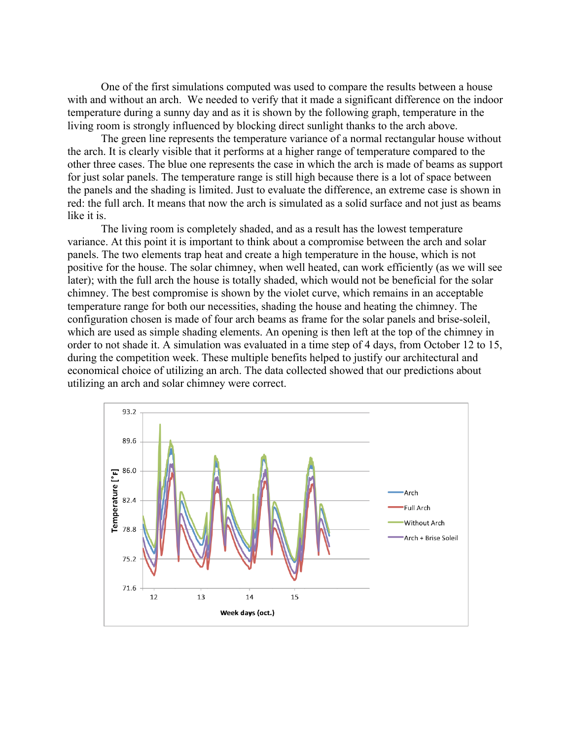One of the first simulations computed was used to compare the results between a house with and without an arch. We needed to verify that it made a significant difference on the indoor temperature during a sunny day and as it is shown by the following graph, temperature in the living room is strongly influenced by blocking direct sunlight thanks to the arch above.

The green line represents the temperature variance of a normal rectangular house without the arch. It is clearly visible that it performs at a higher range of temperature compared to the other three cases. The blue one represents the case in which the arch is made of beams as support for just solar panels. The temperature range is still high because there is a lot of space between the panels and the shading is limited. Just to evaluate the difference, an extreme case is shown in red: the full arch. It means that now the arch is simulated as a solid surface and not just as beams like it is.

The living room is completely shaded, and as a result has the lowest temperature variance. At this point it is important to think about a compromise between the arch and solar panels. The two elements trap heat and create a high temperature in the house, which is not positive for the house. The solar chimney, when well heated, can work efficiently (as we will see later); with the full arch the house is totally shaded, which would not be beneficial for the solar chimney. The best compromise is shown by the violet curve, which remains in an acceptable temperature range for both our necessities, shading the house and heating the chimney. The configuration chosen is made of four arch beams as frame for the solar panels and brise-soleil, which are used as simple shading elements. An opening is then left at the top of the chimney in order to not shade it. A simulation was evaluated in a time step of 4 days, from October 12 to 15, during the competition week. These multiple benefits helped to justify our architectural and economical choice of utilizing an arch. The data collected showed that our predictions about utilizing an arch and solar chimney were correct.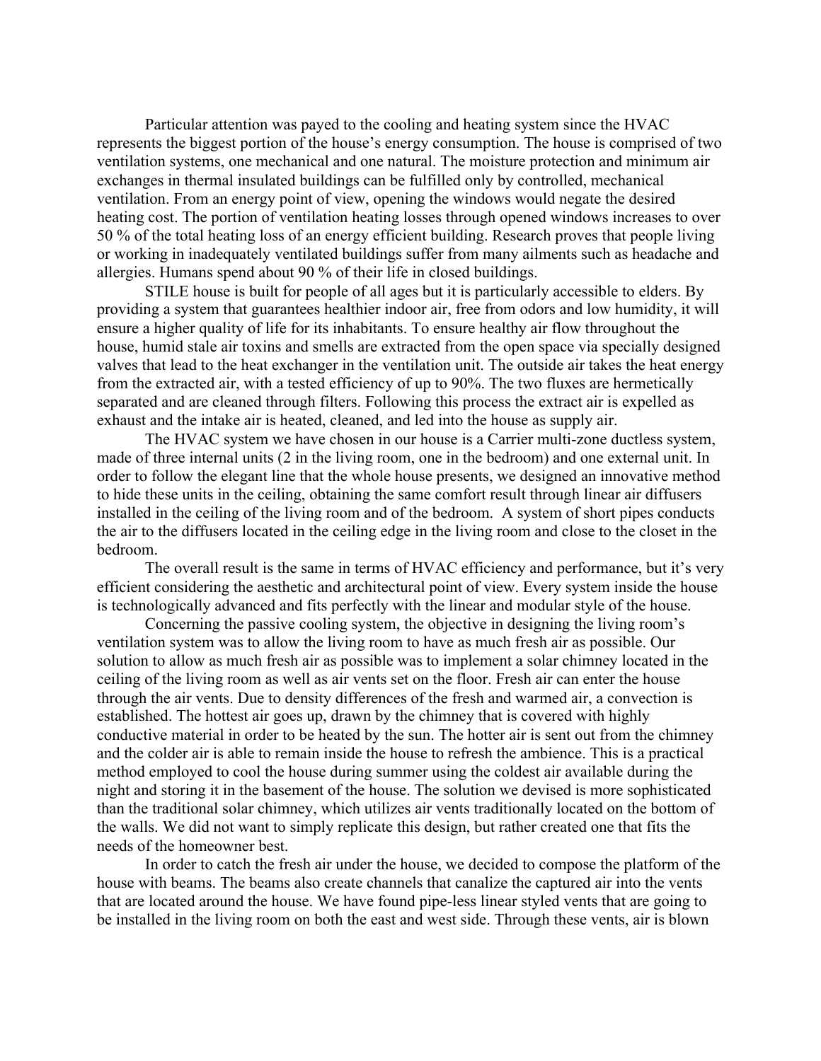Particular attention was payed to the cooling and heating system since the HVAC represents the biggest portion of the house's energy consumption. The house is comprised of two ventilation systems, one mechanical and one natural. The moisture protection and minimum air exchanges in thermal insulated buildings can be fulfilled only by controlled, mechanical ventilation. From an energy point of view, opening the windows would negate the desired heating cost. The portion of ventilation heating losses through opened windows increases to over 50 % of the total heating loss of an energy efficient building. Research proves that people living or working in inadequately ventilated buildings suffer from many ailments such as headache and allergies. Humans spend about 90 % of their life in closed buildings.

STILE house is built for people of all ages but it is particularly accessible to elders. By providing a system that guarantees healthier indoor air, free from odors and low humidity, it will ensure a higher quality of life for its inhabitants. To ensure healthy air flow throughout the house, humid stale air toxins and smells are extracted from the open space via specially designed valves that lead to the heat exchanger in the ventilation unit. The outside air takes the heat energy from the extracted air, with a tested efficiency of up to 90%. The two fluxes are hermetically separated and are cleaned through filters. Following this process the extract air is expelled as exhaust and the intake air is heated, cleaned, and led into the house as supply air.

The HVAC system we have chosen in our house is a Carrier multi-zone ductless system, made of three internal units (2 in the living room, one in the bedroom) and one external unit. In order to follow the elegant line that the whole house presents, we designed an innovative method to hide these units in the ceiling, obtaining the same comfort result through linear air diffusers installed in the ceiling of the living room and of the bedroom. A system of short pipes conducts the air to the diffusers located in the ceiling edge in the living room and close to the closet in the bedroom.

The overall result is the same in terms of HVAC efficiency and performance, but it's very efficient considering the aesthetic and architectural point of view. Every system inside the house is technologically advanced and fits perfectly with the linear and modular style of the house.

Concerning the passive cooling system, the objective in designing the living room's ventilation system was to allow the living room to have as much fresh air as possible. Our solution to allow as much fresh air as possible was to implement a solar chimney located in the ceiling of the living room as well as air vents set on the floor. Fresh air can enter the house through the air vents. Due to density differences of the fresh and warmed air, a convection is established. The hottest air goes up, drawn by the chimney that is covered with highly conductive material in order to be heated by the sun. The hotter air is sent out from the chimney and the colder air is able to remain inside the house to refresh the ambience. This is a practical method employed to cool the house during summer using the coldest air available during the night and storing it in the basement of the house. The solution we devised is more sophisticated than the traditional solar chimney, which utilizes air vents traditionally located on the bottom of the walls. We did not want to simply replicate this design, but rather created one that fits the needs of the homeowner best.

In order to catch the fresh air under the house, we decided to compose the platform of the house with beams. The beams also create channels that canalize the captured air into the vents that are located around the house. We have found pipe-less linear styled vents that are going to be installed in the living room on both the east and west side. Through these vents, air is blown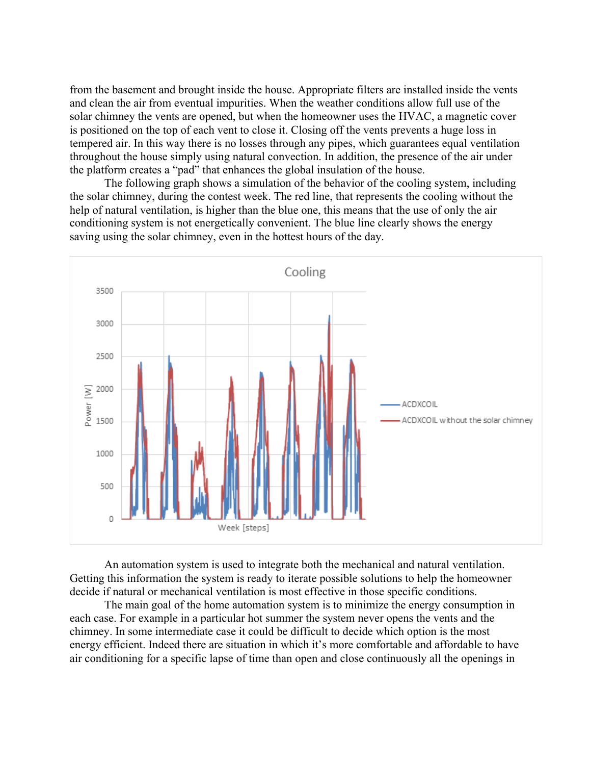from the basement and brought inside the house. Appropriate filters are installed inside the vents and clean the air from eventual impurities. When the weather conditions allow full use of the solar chimney the vents are opened, but when the homeowner uses the HVAC, a magnetic cover is positioned on the top of each vent to close it. Closing off the vents prevents a huge loss in tempered air. In this way there is no losses through any pipes, which guarantees equal ventilation throughout the house simply using natural convection. In addition, the presence of the air under the platform creates a "pad" that enhances the global insulation of the house.

The following graph shows a simulation of the behavior of the cooling system, including the solar chimney, during the contest week. The red line, that represents the cooling without the help of natural ventilation, is higher than the blue one, this means that the use of only the air conditioning system is not energetically convenient. The blue line clearly shows the energy saving using the solar chimney, even in the hottest hours of the day.

An automation system is used to integrate both the mechanical and natural ventilation. Getting this information the system is ready to iterate possible solutions to help the homeowner decide if natural or mechanical ventilation is most effective in those specific conditions.

The main goal of the home automation system is to minimize the energy consumption in each case. For example in a particular hot summer the system never opens the vents and the chimney. In some intermediate case it could be difficult to decide which option is the most energy efficient. Indeed there are situation in which it's more comfortable and affordable to have air conditioning for a specific lapse of time than open and close continuously all the openings in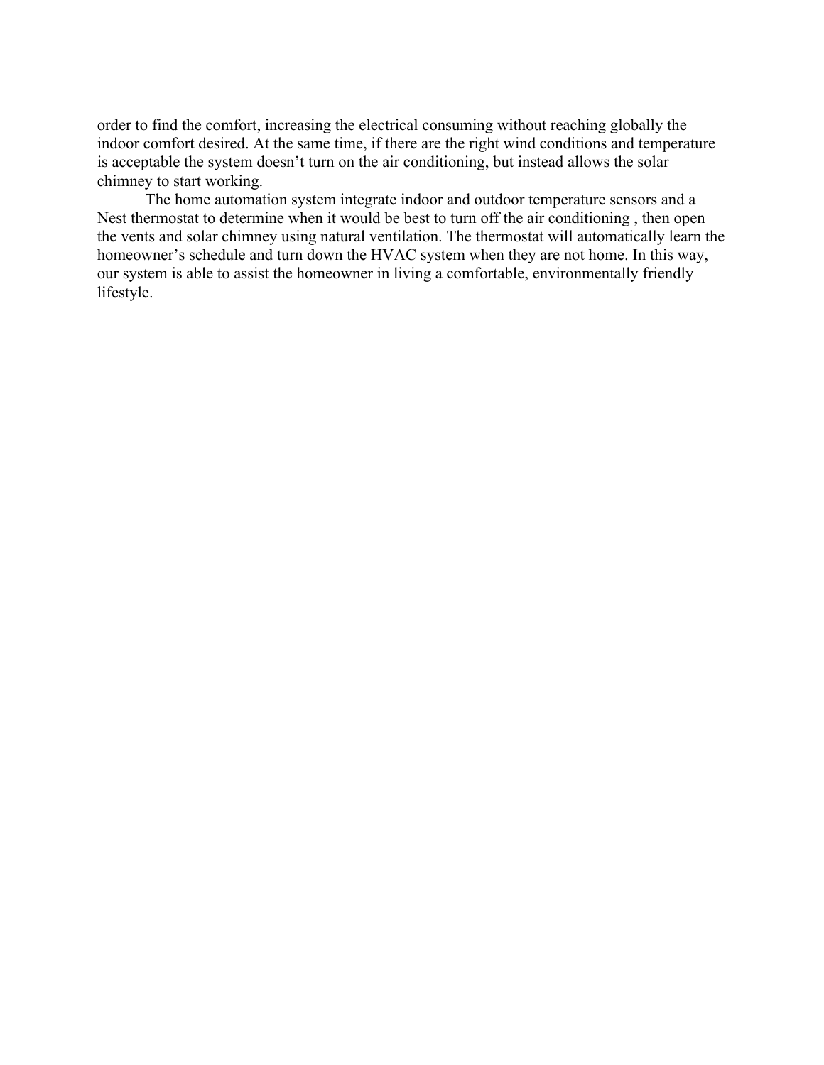order to find the comfort, increasing the electrical consuming without reaching globally the indoor comfort desired. At the same time, if there are the right wind conditions and temperature is acceptable the system doesn't turn on the air conditioning, but instead allows the solar chimney to start working.

The home automation system integrate indoor and outdoor temperature sensors and a Nest thermostat to determine when it would be best to turn off the air conditioning , then open the vents and solar chimney using natural ventilation. The thermostat will automatically learn the homeowner's schedule and turn down the HVAC system when they are not home. In this way, our system is able to assist the homeowner in living a comfortable, environmentally friendly lifestyle.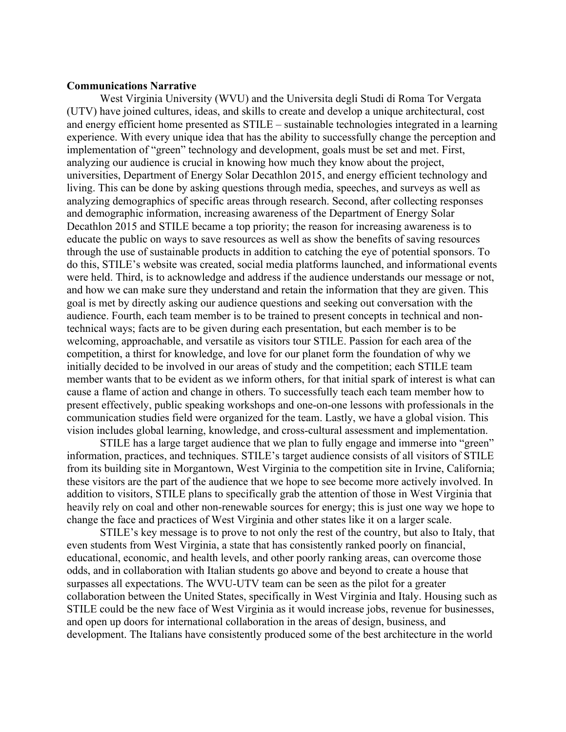**Communications Narrative**

West Virginia University (WVU) and the Universita degli Studi di Roma Tor Vergata (UTV) have joined cultures, ideas, and skills to create and develop a unique architectural, cost and energy efficient home presented as STILE – sustainable technologies integrated in a learning experience. With every unique idea that has the ability to successfully change the perception and implementation of "green" technology and development, goals must be set and met. First, analyzing our audience is crucial in knowing how much they know about the project, universities, Department of Energy Solar Decathlon 2015, and energy efficient technology and living. This can be done by asking questions through media, speeches, and surveys as well as analyzing demographics of specific areas through research. Second, after collecting responses and demographic information, increasing awareness of the Department of Energy Solar Decathlon 2015 and STILE became a top priority; the reason for increasing awareness is to educate the public on ways to save resources as well as show the benefits of saving resources through the use of sustainable products in addition to catching the eye of potential sponsors. To do this, STILE's website was created, social media platforms launched, and informational events were held. Third, is to acknowledge and address if the audience understands our message or not, and how we can make sure they understand and retain the information that they are given. This goal is met by directly asking our audience questions and seeking out conversation with the audience. Fourth, each team member is to be trained to present concepts in technical and non-technical ways; facts are to be given during each presentation, but each member is to be welcoming, approachable, and versatile as visitors tour STILE. Passion for each area of the competition, a thirst for knowledge, and love for our planet form the foundation of why we initially decided to be involved in our areas of study and the competition; each STILE team member wants that to be evident as we inform others, for that initial spark of interest is what can cause a flame of action and change in others. To successfully teach each team member how to present effectively, public speaking workshops and one-on-one lessons with professionals in the communication studies field were organized for the team. Lastly, we have a global vision. This vision includes global learning, knowledge, and cross-cultural assessment and implementation.

STILE has a large target audience that we plan to fully engage and immerse into "green" information, practices, and techniques. STILE's target audience consists of all visitors of STILE from its building site in Morgantown, West Virginia to the competition site in Irvine, California; these visitors are the part of the audience that we hope to see become more actively involved. In addition to visitors, STILE plans to specifically grab the attention of those in West Virginia that heavily rely on coal and other non-renewable sources for energy; this is just one way we hope to change the face and practices of West Virginia and other states like it on a larger scale.

STILE's key message is to prove to not only the rest of the country, but also to Italy, that even students from West Virginia, a state that has consistently ranked poorly on financial, educational, economic, and health levels, and other poorly ranking areas, can overcome those odds, and in collaboration with Italian students go above and beyond to create a house that surpasses all expectations. The WVU-UTV team can be seen as the pilot for a greater collaboration between the United States, specifically in West Virginia and Italy. Housing such as STILE could be the new face of West Virginia as it would increase jobs, revenue for businesses, and open up doors for international collaboration in the areas of design, business, and development. The Italians have consistently produced some of the best architecture in the world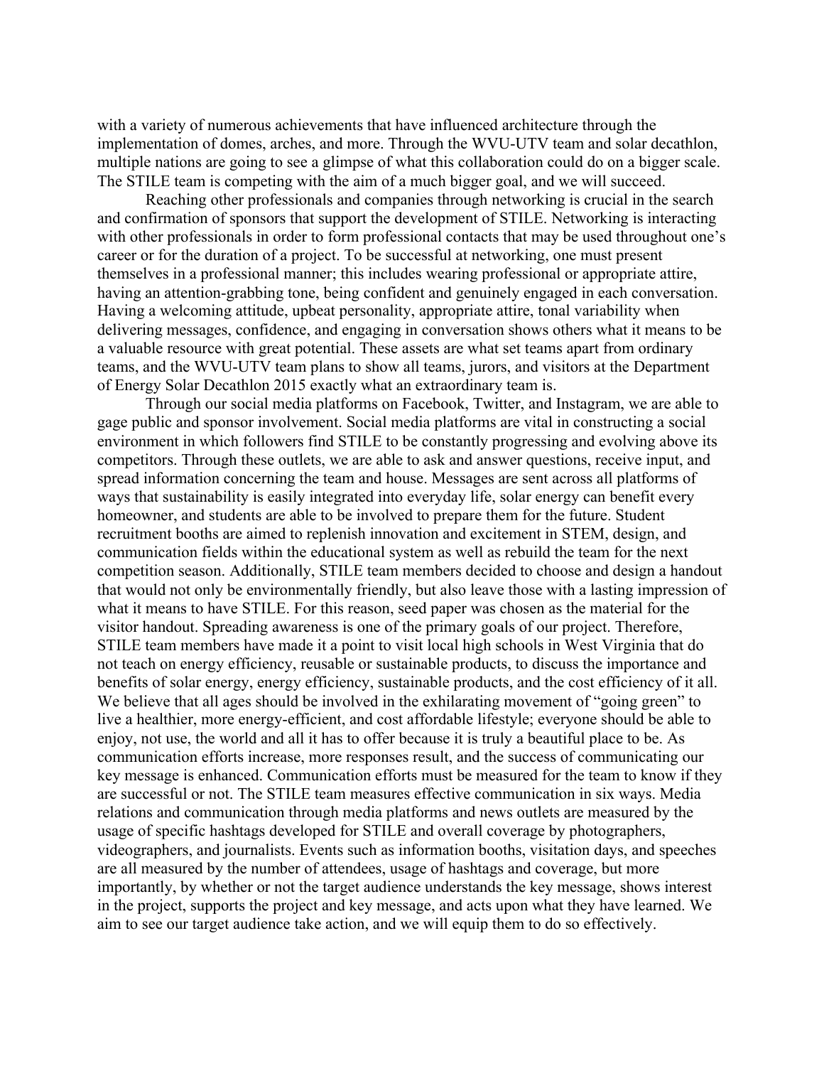with a variety of numerous achievements that have influenced architecture through the implementation of domes, arches, and more. Through the WVU-UTV team and solar decathlon, multiple nations are going to see a glimpse of what this collaboration could do on a bigger scale. The STILE team is competing with the aim of a much bigger goal, and we will succeed.

Reaching other professionals and companies through networking is crucial in the search and confirmation of sponsors that support the development of STILE. Networking is interacting with other professionals in order to form professional contacts that may be used throughout one's career or for the duration of a project. To be successful at networking, one must present themselves in a professional manner; this includes wearing professional or appropriate attire, having an attention-grabbing tone, being confident and genuinely engaged in each conversation. Having a welcoming attitude, upbeat personality, appropriate attire, tonal variability when delivering messages, confidence, and engaging in conversation shows others what it means to be a valuable resource with great potential. These assets are what set teams apart from ordinary teams, and the WVU-UTV team plans to show all teams, jurors, and visitors at the Department of Energy Solar Decathlon 2015 exactly what an extraordinary team is.

Through our social media platforms on Facebook, Twitter, and Instagram, we are able to gage public and sponsor involvement. Social media platforms are vital in constructing a social environment in which followers find STILE to be constantly progressing and evolving above its competitors. Through these outlets, we are able to ask and answer questions, receive input, and spread information concerning the team and house. Messages are sent across all platforms of ways that sustainability is easily integrated into everyday life, solar energy can benefit every homeowner, and students are able to be involved to prepare them for the future. Student recruitment booths are aimed to replenish innovation and excitement in STEM, design, and communication fields within the educational system as well as rebuild the team for the next competition season. Additionally, STILE team members decided to choose and design a handout that would not only be environmentally friendly, but also leave those with a lasting impression of what it means to have STILE. For this reason, seed paper was chosen as the material for the visitor handout. Spreading awareness is one of the primary goals of our project. Therefore, STILE team members have made it a point to visit local high schools in West Virginia that do not teach on energy efficiency, reusable or sustainable products, to discuss the importance and benefits of solar energy, energy efficiency, sustainable products, and the cost efficiency of it all. We believe that all ages should be involved in the exhilarating movement of "going green" to live a healthier, more energy-efficient, and cost affordable lifestyle; everyone should be able to enjoy, not use, the world and all it has to offer because it is truly a beautiful place to be. As communication efforts increase, more responses result, and the success of communicating our key message is enhanced. Communication efforts must be measured for the team to know if they are successful or not. The STILE team measures effective communication in six ways. Media relations and communication through media platforms and news outlets are measured by the usage of specific hashtags developed for STILE and overall coverage by photographers, videographers, and journalists. Events such as information booths, visitation days, and speeches are all measured by the number of attendees, usage of hashtags and coverage, but more importantly, by whether or not the target audience understands the key message, shows interest in the project, supports the project and key message, and acts upon what they have learned. We aim to see our target audience take action, and we will equip them to do so effectively.